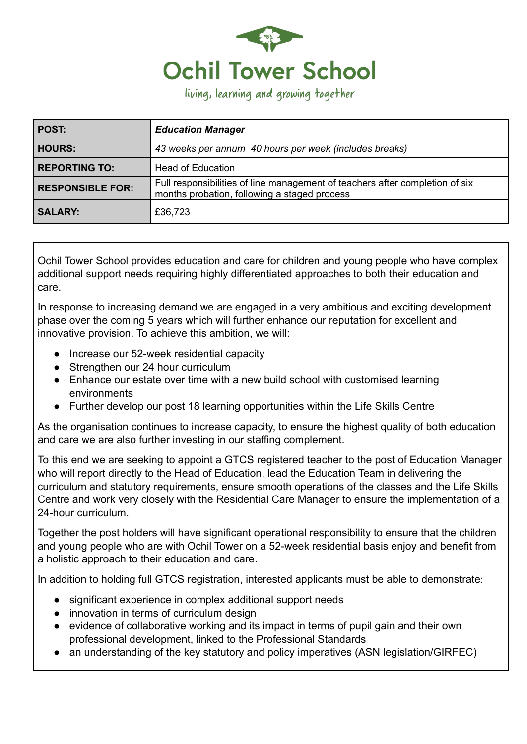# Ochil Tower School

living, learning and growing together

| POST: | ***Education Manager*** |
|---|---|
| **HOURS:** | *43 weeks per annum 40 hours per week (includes breaks)* |
| **REPORTING TO:** | Head of Education |
| **RESPONSIBLE FOR:** | Full responsibilities of line management of teachers after completion of six months probation, following a staged process |
| **SALARY:** | £36,723 |

Ochil Tower School provides education and care for children and young people who have complex additional support needs requiring highly differentiated approaches to both their education and care.

In response to increasing demand we are engaged in a very ambitious and exciting development phase over the coming 5 years which will further enhance our reputation for excellent and innovative provision. To achieve this ambition, we will:

- Increase our 52-week residential capacity
- Strengthen our 24 hour curriculum
- Enhance our estate over time with a new build school with customised learning environments
- Further develop our post 18 learning opportunities within the Life Skills Centre

As the organisation continues to increase capacity, to ensure the highest quality of both education and care we are also further investing in our staffing complement.

To this end we are seeking to appoint a GTCS registered teacher to the post of Education Manager who will report directly to the Head of Education, lead the Education Team in delivering the curriculum and statutory requirements, ensure smooth operations of the classes and the Life Skills Centre and work very closely with the Residential Care Manager to ensure the implementation of a 24-hour curriculum.

Together the post holders will have significant operational responsibility to ensure that the children and young people who are with Ochil Tower on a 52-week residential basis enjoy and benefit from a holistic approach to their education and care.

In addition to holding full GTCS registration, interested applicants must be able to demonstrate:

- significant experience in complex additional support needs
- innovation in terms of curriculum design
- evidence of collaborative working and its impact in terms of pupil gain and their own professional development, linked to the Professional Standards
- an understanding of the key statutory and policy imperatives (ASN legislation/GIRFEC)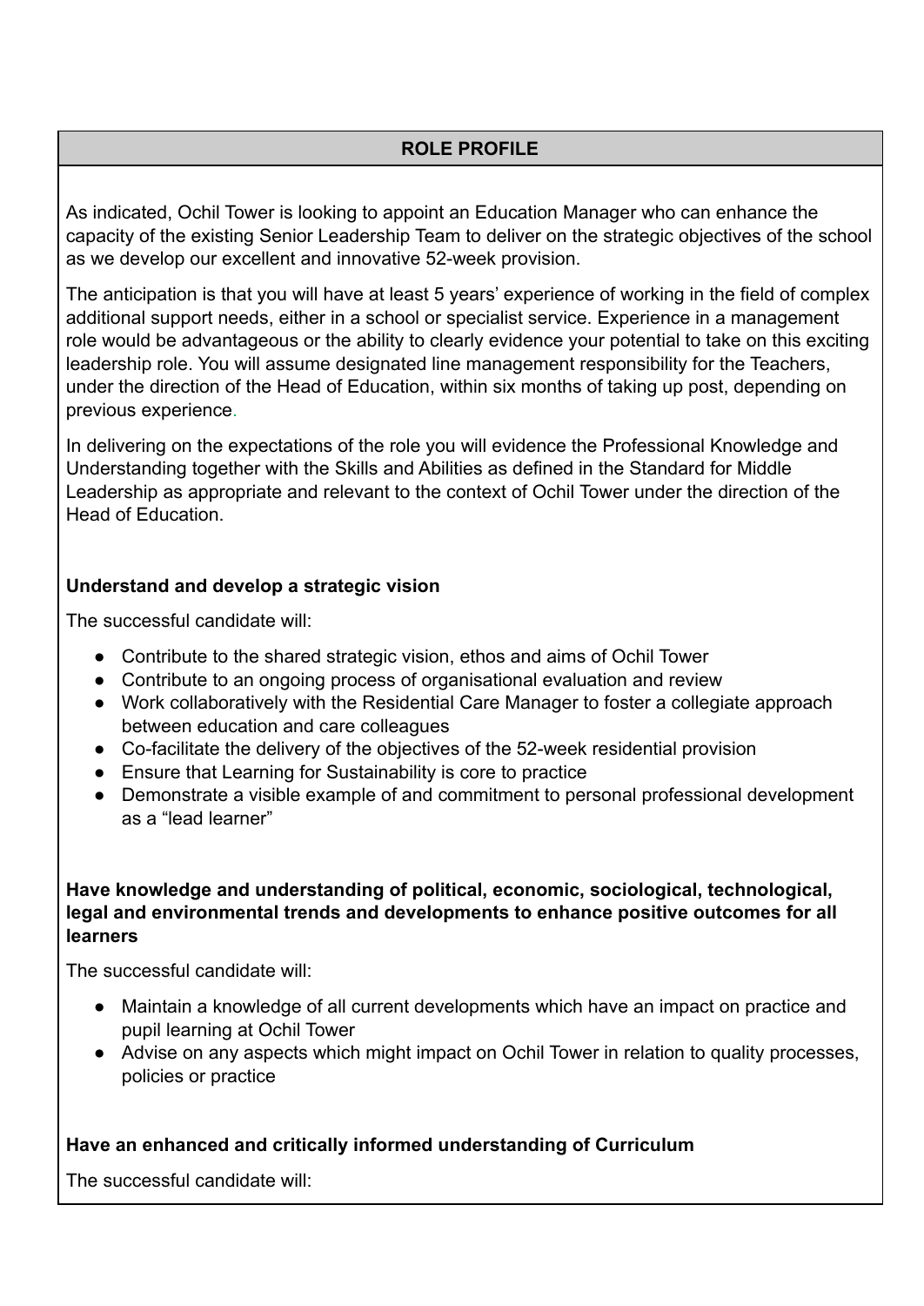## ROLE PROFILE

As indicated, Ochil Tower is looking to appoint an Education Manager who can enhance the capacity of the existing Senior Leadership Team to deliver on the strategic objectives of the school as we develop our excellent and innovative 52-week provision.

The anticipation is that you will have at least 5 years' experience of working in the field of complex additional support needs, either in a school or specialist service. Experience in a management role would be advantageous or the ability to clearly evidence your potential to take on this exciting leadership role. You will assume designated line management responsibility for the Teachers, under the direction of the Head of Education, within six months of taking up post, depending on previous experience.

In delivering on the expectations of the role you will evidence the Professional Knowledge and Understanding together with the Skills and Abilities as defined in the Standard for Middle Leadership as appropriate and relevant to the context of Ochil Tower under the direction of the Head of Education.

**Understand and develop a strategic vision**

The successful candidate will:

- Contribute to the shared strategic vision, ethos and aims of Ochil Tower
- Contribute to an ongoing process of organisational evaluation and review
- Work collaboratively with the Residential Care Manager to foster a collegiate approach between education and care colleagues
- Co-facilitate the delivery of the objectives of the 52-week residential provision
- Ensure that Learning for Sustainability is core to practice
- Demonstrate a visible example of and commitment to personal professional development as a "lead learner"

**Have knowledge and understanding of political, economic, sociological, technological, legal and environmental trends and developments to enhance positive outcomes for all learners**

The successful candidate will:

- Maintain a knowledge of all current developments which have an impact on practice and pupil learning at Ochil Tower
- Advise on any aspects which might impact on Ochil Tower in relation to quality processes, policies or practice

**Have an enhanced and critically informed understanding of Curriculum**

The successful candidate will: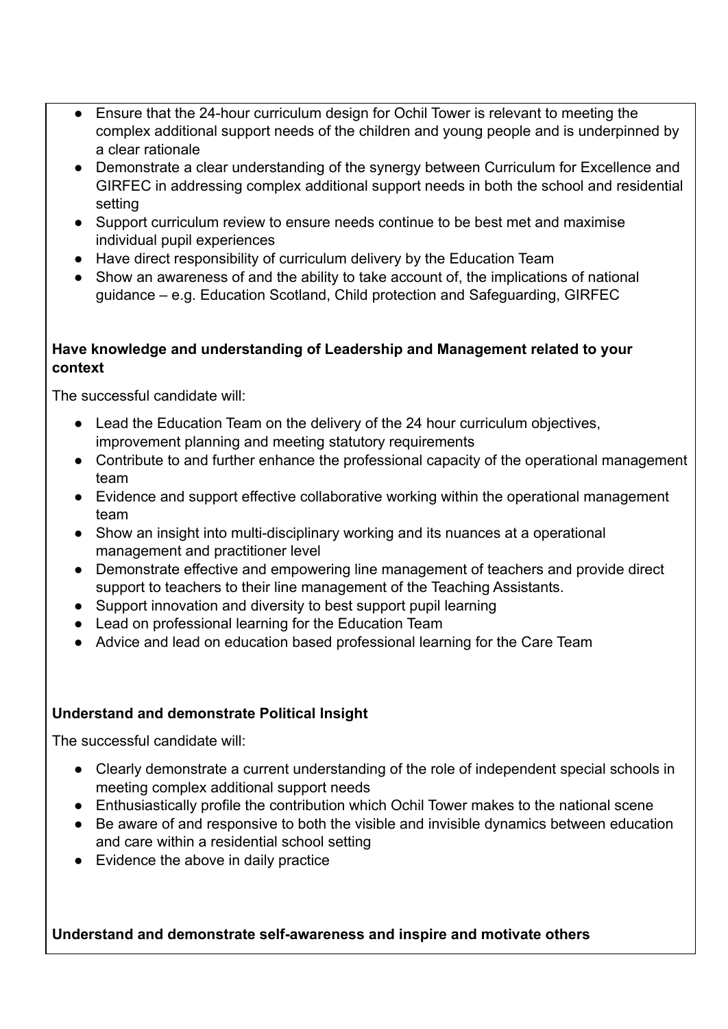- Ensure that the 24-hour curriculum design for Ochil Tower is relevant to meeting the complex additional support needs of the children and young people and is underpinned by a clear rationale
- Demonstrate a clear understanding of the synergy between Curriculum for Excellence and GIRFEC in addressing complex additional support needs in both the school and residential setting
- Support curriculum review to ensure needs continue to be best met and maximise individual pupil experiences
- Have direct responsibility of curriculum delivery by the Education Team
- Show an awareness of and the ability to take account of, the implications of national guidance – e.g. Education Scotland, Child protection and Safeguarding, GIRFEC

**Have knowledge and understanding of Leadership and Management related to your context**

The successful candidate will:

- Lead the Education Team on the delivery of the 24 hour curriculum objectives, improvement planning and meeting statutory requirements
- Contribute to and further enhance the professional capacity of the operational management team
- Evidence and support effective collaborative working within the operational management team
- Show an insight into multi-disciplinary working and its nuances at a operational management and practitioner level
- Demonstrate effective and empowering line management of teachers and provide direct support to teachers to their line management of the Teaching Assistants.
- Support innovation and diversity to best support pupil learning
- Lead on professional learning for the Education Team
- Advice and lead on education based professional learning for the Care Team

**Understand and demonstrate Political Insight**

The successful candidate will:

- Clearly demonstrate a current understanding of the role of independent special schools in meeting complex additional support needs
- Enthusiastically profile the contribution which Ochil Tower makes to the national scene
- Be aware of and responsive to both the visible and invisible dynamics between education and care within a residential school setting
- Evidence the above in daily practice

**Understand and demonstrate self-awareness and inspire and motivate others**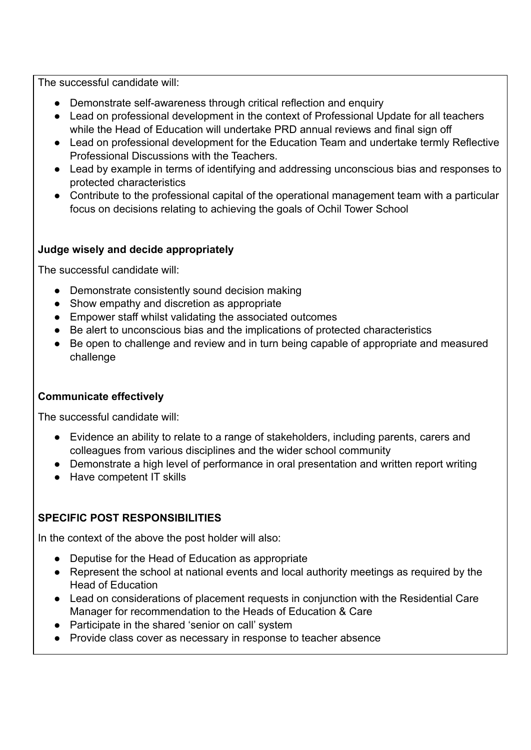The successful candidate will:

- Demonstrate self-awareness through critical reflection and enquiry
- Lead on professional development in the context of Professional Update for all teachers while the Head of Education will undertake PRD annual reviews and final sign off
- Lead on professional development for the Education Team and undertake termly Reflective Professional Discussions with the Teachers.
- Lead by example in terms of identifying and addressing unconscious bias and responses to protected characteristics
- Contribute to the professional capital of the operational management team with a particular focus on decisions relating to achieving the goals of Ochil Tower School

**Judge wisely and decide appropriately**

The successful candidate will:

- Demonstrate consistently sound decision making
- Show empathy and discretion as appropriate
- Empower staff whilst validating the associated outcomes
- Be alert to unconscious bias and the implications of protected characteristics
- Be open to challenge and review and in turn being capable of appropriate and measured challenge

**Communicate effectively**

The successful candidate will:

- Evidence an ability to relate to a range of stakeholders, including parents, carers and colleagues from various disciplines and the wider school community
- Demonstrate a high level of performance in oral presentation and written report writing
- Have competent IT skills

**SPECIFIC POST RESPONSIBILITIES**

In the context of the above the post holder will also:

- Deputise for the Head of Education as appropriate
- Represent the school at national events and local authority meetings as required by the Head of Education
- Lead on considerations of placement requests in conjunction with the Residential Care Manager for recommendation to the Heads of Education & Care
- Participate in the shared 'senior on call' system
- Provide class cover as necessary in response to teacher absence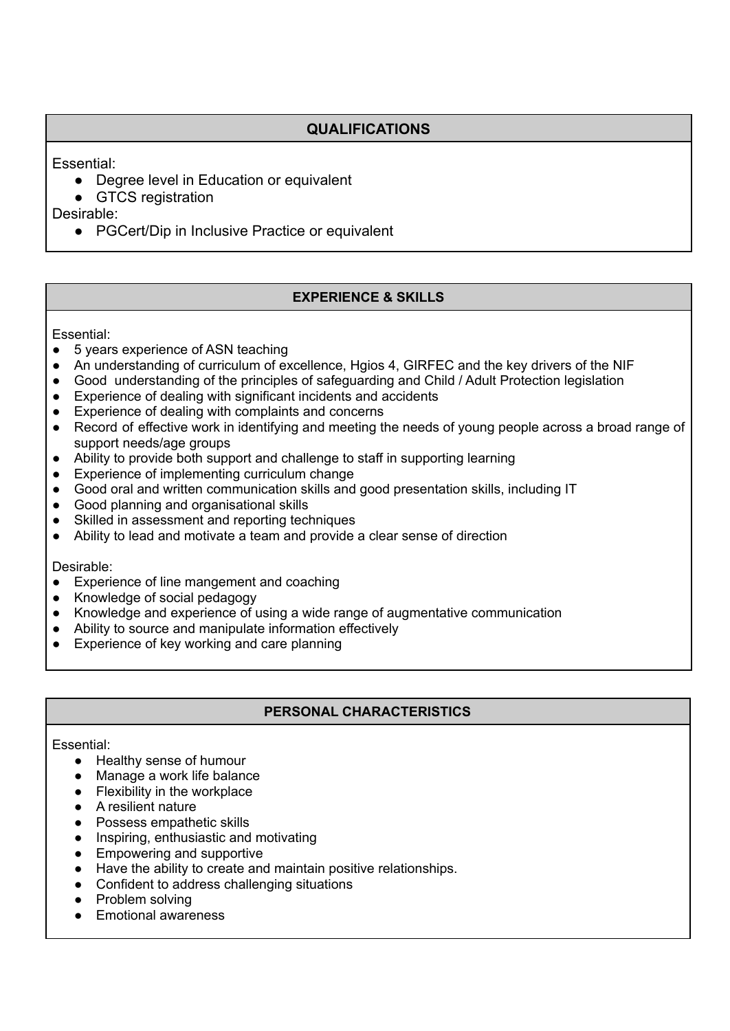## QUALIFICATIONS

Essential:

- Degree level in Education or equivalent
- GTCS registration

Desirable:

- PGCert/Dip in Inclusive Practice or equivalent

## EXPERIENCE & SKILLS

Essential:

- 5 years experience of ASN teaching
- An understanding of curriculum of excellence, Hgios 4, GIRFEC and the key drivers of the NIF
- Good understanding of the principles of safeguarding and Child / Adult Protection legislation
- Experience of dealing with significant incidents and accidents
- Experience of dealing with complaints and concerns
- Record of effective work in identifying and meeting the needs of young people across a broad range of support needs/age groups
- Ability to provide both support and challenge to staff in supporting learning
- Experience of implementing curriculum change
- Good oral and written communication skills and good presentation skills, including IT
- Good planning and organisational skills
- Skilled in assessment and reporting techniques
- Ability to lead and motivate a team and provide a clear sense of direction

Desirable:

- Experience of line mangement and coaching
- Knowledge of social pedagogy
- Knowledge and experience of using a wide range of augmentative communication
- Ability to source and manipulate information effectively
- Experience of key working and care planning

## PERSONAL CHARACTERISTICS

Essential:

- Healthy sense of humour
- Manage a work life balance
- Flexibility in the workplace
- A resilient nature
- Possess empathetic skills
- Inspiring, enthusiastic and motivating
- Empowering and supportive
- Have the ability to create and maintain positive relationships.
- Confident to address challenging situations
- Problem solving
- Emotional awareness